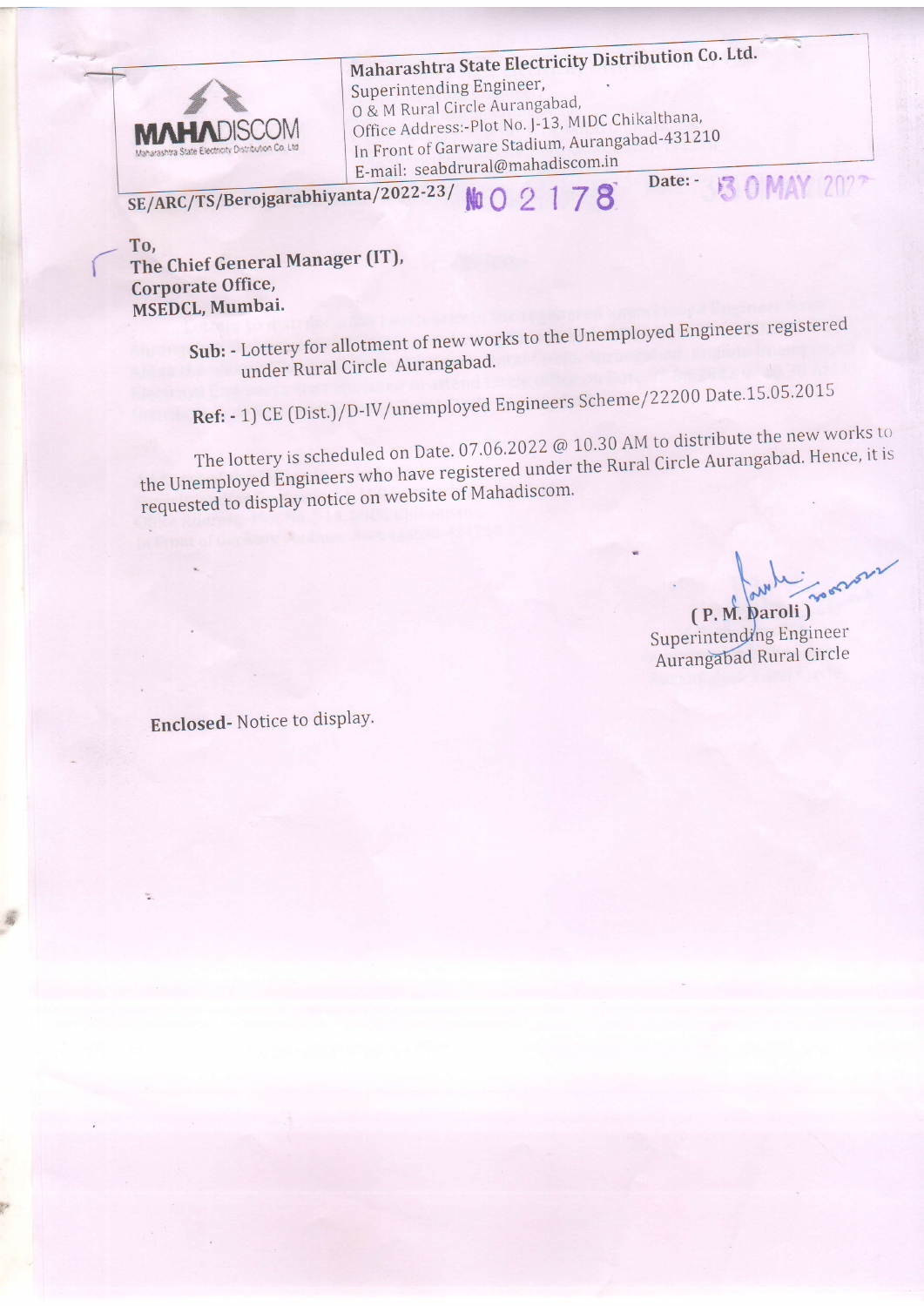**Maharashtra State Electricity Distribution Co. Ltd.**
Superintending Engineer,
O & M Rural Circle Aurangabad,
Office Address:-Plot No. J-13, MIDC Chikalthana,
In Front of Garware Stadium, Aurangabad-431210
E-mail: seabdrural@mahadiscom.in

SE/ARC/TS/Berojgarabhiyanta/2022-23/ No 02178 Date: - 30 MAY 2022

To,
**The Chief General Manager (IT),**
**Corporate Office,**
**MSEDCL, Mumbai.**

**Sub: -** Lottery for allotment of new works to the Unemployed Engineers registered under Rural Circle Aurangabad.

**Ref: -** 1) CE (Dist.)/D-IV/unemployed Engineers Scheme/22200 Date.15.05.2015

The lottery is scheduled on Date. 07.06.2022 @ 10.30 AM to distribute the new works to the Unemployed Engineers who have registered under the Rural Circle Aurangabad. Hence, it is requested to display notice on website of Mahadiscom.

( P. M. Daroli )
Superintending Engineer
Aurangabad Rural Circle

**Enclosed-** Notice to display.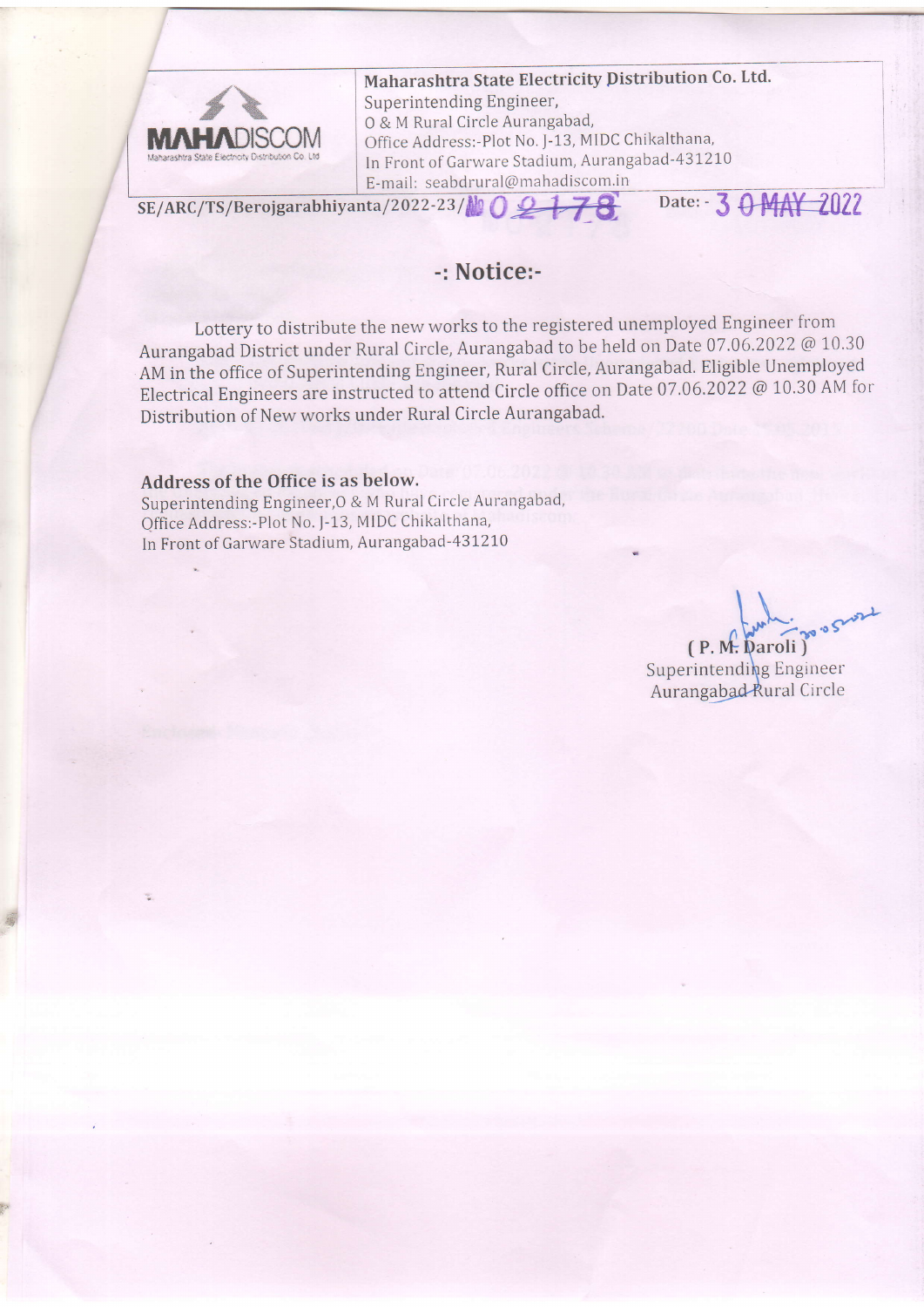**Maharashtra State Electricity Distribution Co. Ltd.**
Superintending Engineer,
O & M Rural Circle Aurangabad,
Office Address:-Plot No. J-13, MIDC Chikalthana,
In Front of Garware Stadium, Aurangabad-431210
E-mail: seabdrural@mahadiscom.in

SE/ARC/TS/Berojgarabhiyanta/2022-23/No 02178     Date: - 30 MAY 2022

## -: Notice:-

Lottery to distribute the new works to the registered unemployed Engineer from Aurangabad District under Rural Circle, Aurangabad to be held on Date 07.06.2022 @ 10.30 AM in the office of Superintending Engineer, Rural Circle, Aurangabad. Eligible Unemployed Electrical Engineers are instructed to attend Circle office on Date 07.06.2022 @ 10.30 AM for Distribution of New works under Rural Circle Aurangabad.

**Address of the Office is as below.**
Superintending Engineer,O & M Rural Circle Aurangabad,
Office Address:-Plot No. J-13, MIDC Chikalthana,
In Front of Garware Stadium, Aurangabad-431210

( P. M. Daroli )
Superintending Engineer
Aurangabad Rural Circle